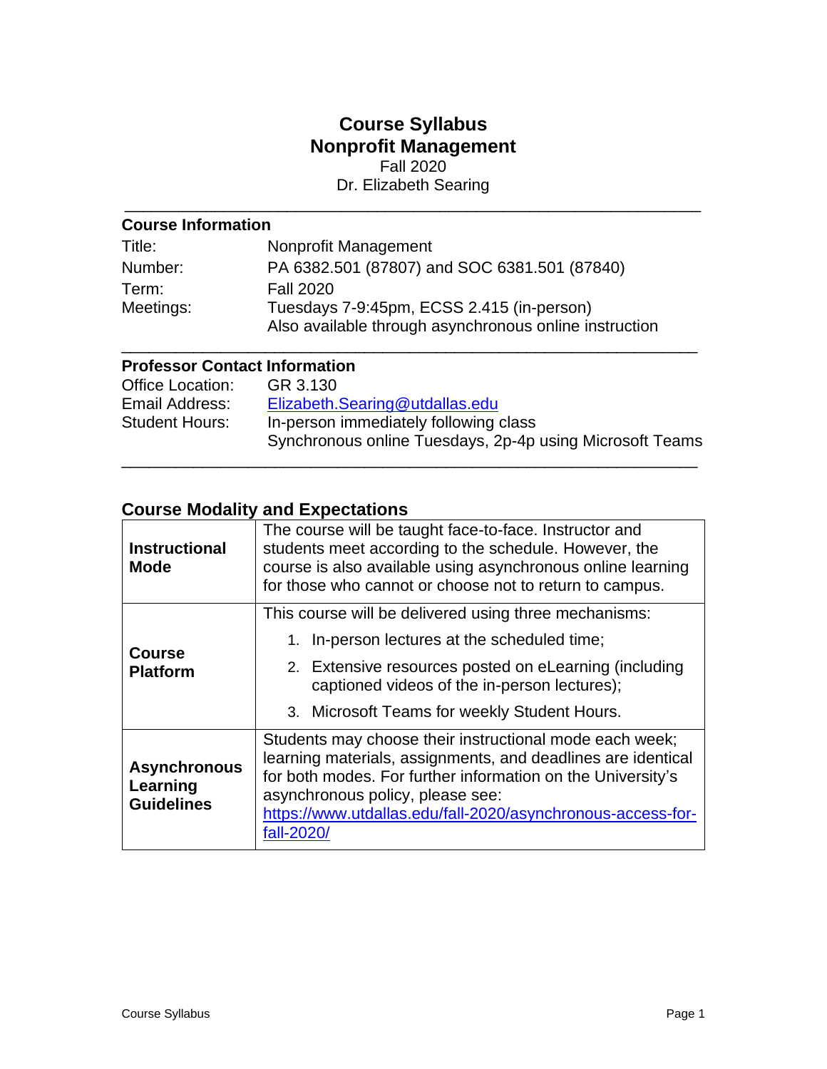# Course Syllabus
# Nonprofit Management

Fall 2020
Dr. Elizabeth Searing

---

## Course Information

| | |
|---|---|
| Title: | Nonprofit Management |
| Number: | PA 6382.501 (87807) and SOC 6381.501 (87840) |
| Term: | Fall 2020 |
| Meetings: | Tuesdays 7-9:45pm, ECSS 2.415 (in-person)<br>Also available through asynchronous online instruction |

---

## Professor Contact Information

| | |
|---|---|
| Office Location: | GR 3.130 |
| Email Address: | Elizabeth.Searing@utdallas.edu |
| Student Hours: | In-person immediately following class<br>Synchronous online Tuesdays, 2p-4p using Microsoft Teams |

---

## Course Modality and Expectations

| | |
|---|---|
| **Instructional Mode** | The course will be taught face-to-face. Instructor and students meet according to the schedule. However, the course is also available using asynchronous online learning for those who cannot or choose not to return to campus. |
| **Course Platform** | This course will be delivered using three mechanisms:<br>1. In-person lectures at the scheduled time;<br>2. Extensive resources posted on eLearning (including captioned videos of the in-person lectures);<br>3. Microsoft Teams for weekly Student Hours. |
| **Asynchronous Learning Guidelines** | Students may choose their instructional mode each week; learning materials, assignments, and deadlines are identical for both modes. For further information on the University's asynchronous policy, please see: https://www.utdallas.edu/fall-2020/asynchronous-access-for-fall-2020/ |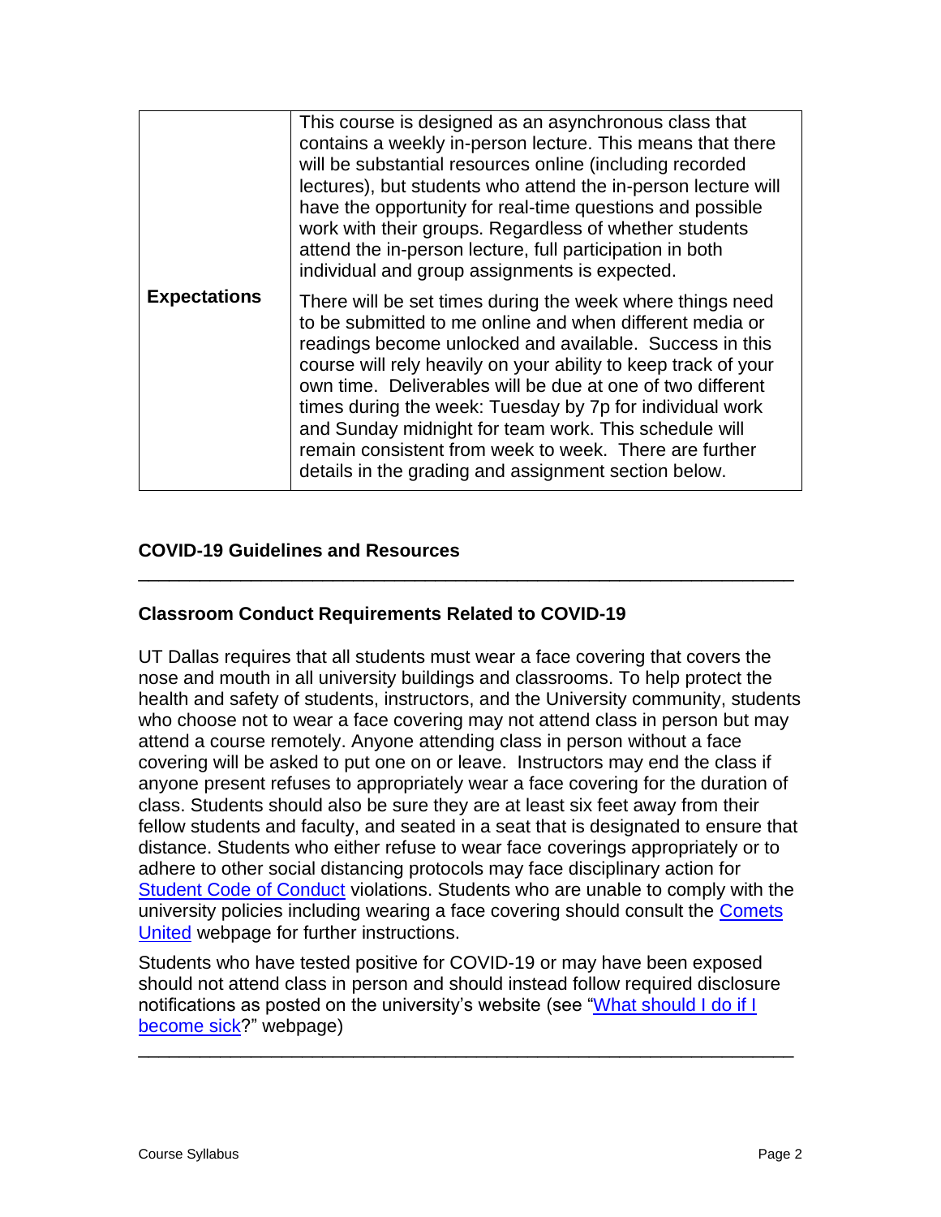| **Expectations** | This course is designed as an asynchronous class that contains a weekly in-person lecture. This means that there will be substantial resources online (including recorded lectures), but students who attend the in-person lecture will have the opportunity for real-time questions and possible work with their groups. Regardless of whether students attend the in-person lecture, full participation in both individual and group assignments is expected.<br><br>There will be set times during the week where things need to be submitted to me online and when different media or readings become unlocked and available. Success in this course will rely heavily on your ability to keep track of your own time. Deliverables will be due at one of two different times during the week: Tuesday by 7p for individual work and Sunday midnight for team work. This schedule will remain consistent from week to week. There are further details in the grading and assignment section below. |
|---|---|

## COVID-19 Guidelines and Resources

---

### Classroom Conduct Requirements Related to COVID-19

UT Dallas requires that all students must wear a face covering that covers the nose and mouth in all university buildings and classrooms. To help protect the health and safety of students, instructors, and the University community, students who choose not to wear a face covering may not attend class in person but may attend a course remotely. Anyone attending class in person without a face covering will be asked to put one on or leave. Instructors may end the class if anyone present refuses to appropriately wear a face covering for the duration of class. Students should also be sure they are at least six feet away from their fellow students and faculty, and seated in a seat that is designated to ensure that distance. Students who either refuse to wear face coverings appropriately or to adhere to other social distancing protocols may face disciplinary action for Student Code of Conduct violations. Students who are unable to comply with the university policies including wearing a face covering should consult the Comets United webpage for further instructions.

Students who have tested positive for COVID-19 or may have been exposed should not attend class in person and should instead follow required disclosure notifications as posted on the university's website (see "What should I do if I become sick?" webpage)

---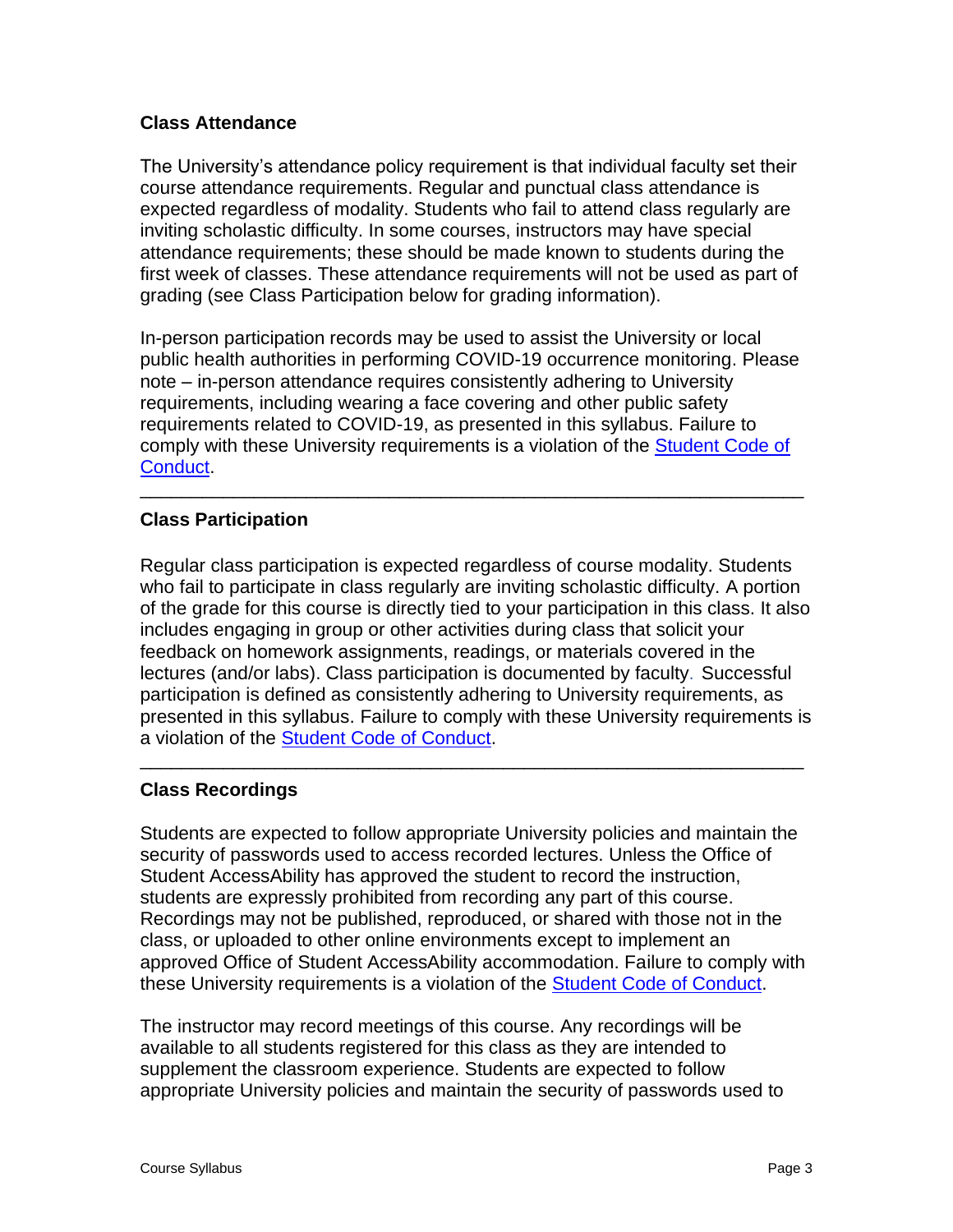**Class Attendance**

The University's attendance policy requirement is that individual faculty set their course attendance requirements. Regular and punctual class attendance is expected regardless of modality. Students who fail to attend class regularly are inviting scholastic difficulty. In some courses, instructors may have special attendance requirements; these should be made known to students during the first week of classes. These attendance requirements will not be used as part of grading (see Class Participation below for grading information).

In-person participation records may be used to assist the University or local public health authorities in performing COVID-19 occurrence monitoring. Please note – in-person attendance requires consistently adhering to University requirements, including wearing a face covering and other public safety requirements related to COVID-19, as presented in this syllabus. Failure to comply with these University requirements is a violation of the Student Code of Conduct.

---

**Class Participation**

Regular class participation is expected regardless of course modality. Students who fail to participate in class regularly are inviting scholastic difficulty. A portion of the grade for this course is directly tied to your participation in this class. It also includes engaging in group or other activities during class that solicit your feedback on homework assignments, readings, or materials covered in the lectures (and/or labs). Class participation is documented by faculty. Successful participation is defined as consistently adhering to University requirements, as presented in this syllabus. Failure to comply with these University requirements is a violation of the Student Code of Conduct.

---

**Class Recordings**

Students are expected to follow appropriate University policies and maintain the security of passwords used to access recorded lectures. Unless the Office of Student AccessAbility has approved the student to record the instruction, students are expressly prohibited from recording any part of this course. Recordings may not be published, reproduced, or shared with those not in the class, or uploaded to other online environments except to implement an approved Office of Student AccessAbility accommodation. Failure to comply with these University requirements is a violation of the Student Code of Conduct.

The instructor may record meetings of this course. Any recordings will be available to all students registered for this class as they are intended to supplement the classroom experience. Students are expected to follow appropriate University policies and maintain the security of passwords used to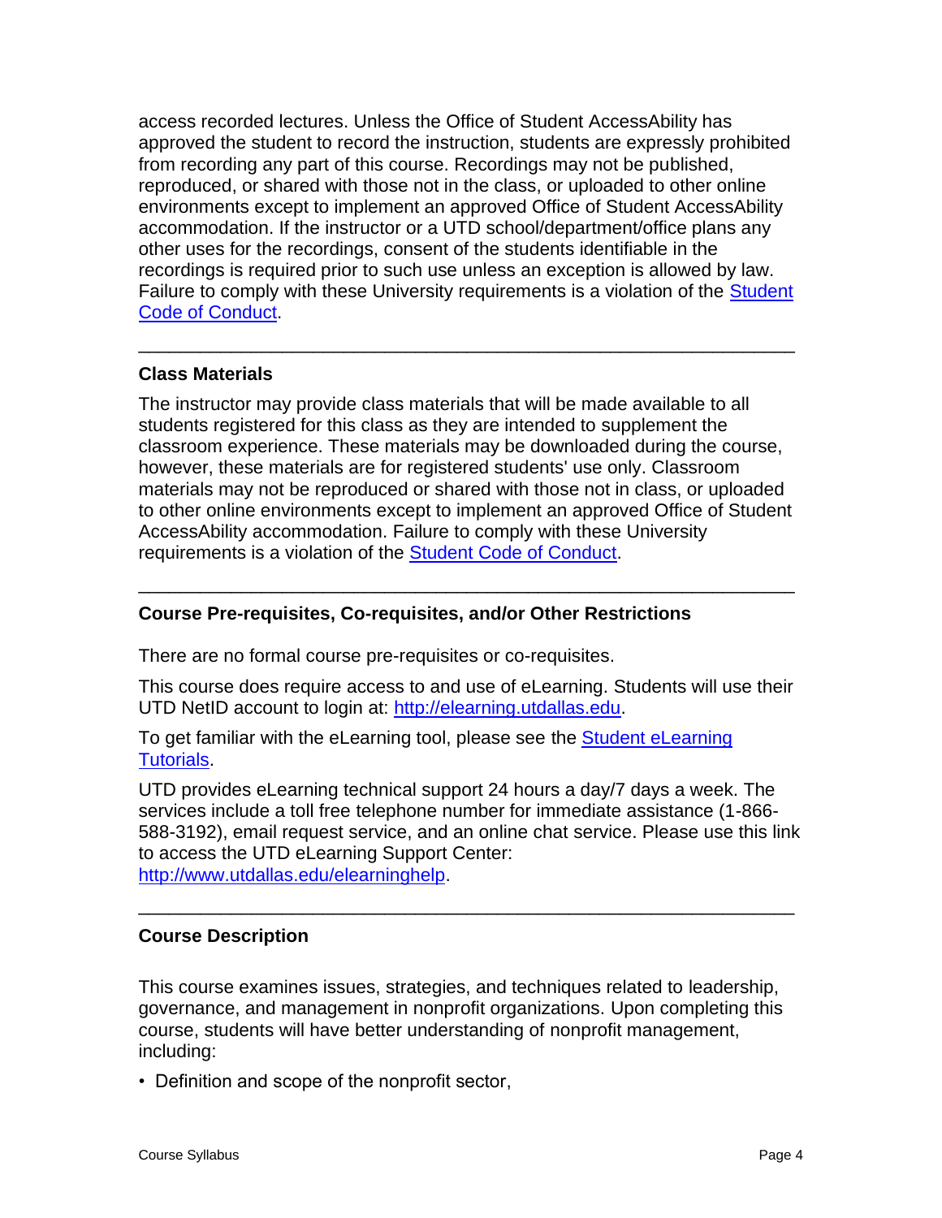access recorded lectures. Unless the Office of Student AccessAbility has approved the student to record the instruction, students are expressly prohibited from recording any part of this course. Recordings may not be published, reproduced, or shared with those not in the class, or uploaded to other online environments except to implement an approved Office of Student AccessAbility accommodation. If the instructor or a UTD school/department/office plans any other uses for the recordings, consent of the students identifiable in the recordings is required prior to such use unless an exception is allowed by law. Failure to comply with these University requirements is a violation of the [Student Code of Conduct]().

---

### Class Materials

The instructor may provide class materials that will be made available to all students registered for this class as they are intended to supplement the classroom experience. These materials may be downloaded during the course, however, these materials are for registered students' use only. Classroom materials may not be reproduced or shared with those not in class, or uploaded to other online environments except to implement an approved Office of Student AccessAbility accommodation. Failure to comply with these University requirements is a violation of the [Student Code of Conduct]().

---

### Course Pre-requisites, Co-requisites, and/or Other Restrictions

There are no formal course pre-requisites or co-requisites.

This course does require access to and use of eLearning. Students will use their UTD NetID account to login at: [http://elearning.utdallas.edu](http://elearning.utdallas.edu).

To get familiar with the eLearning tool, please see the [Student eLearning Tutorials]().

UTD provides eLearning technical support 24 hours a day/7 days a week. The services include a toll free telephone number for immediate assistance (1-866-588-3192), email request service, and an online chat service. Please use this link to access the UTD eLearning Support Center: [http://www.utdallas.edu/elearninghelp](http://www.utdallas.edu/elearninghelp).

---

### Course Description

This course examines issues, strategies, and techniques related to leadership, governance, and management in nonprofit organizations. Upon completing this course, students will have better understanding of nonprofit management, including:

- Definition and scope of the nonprofit sector,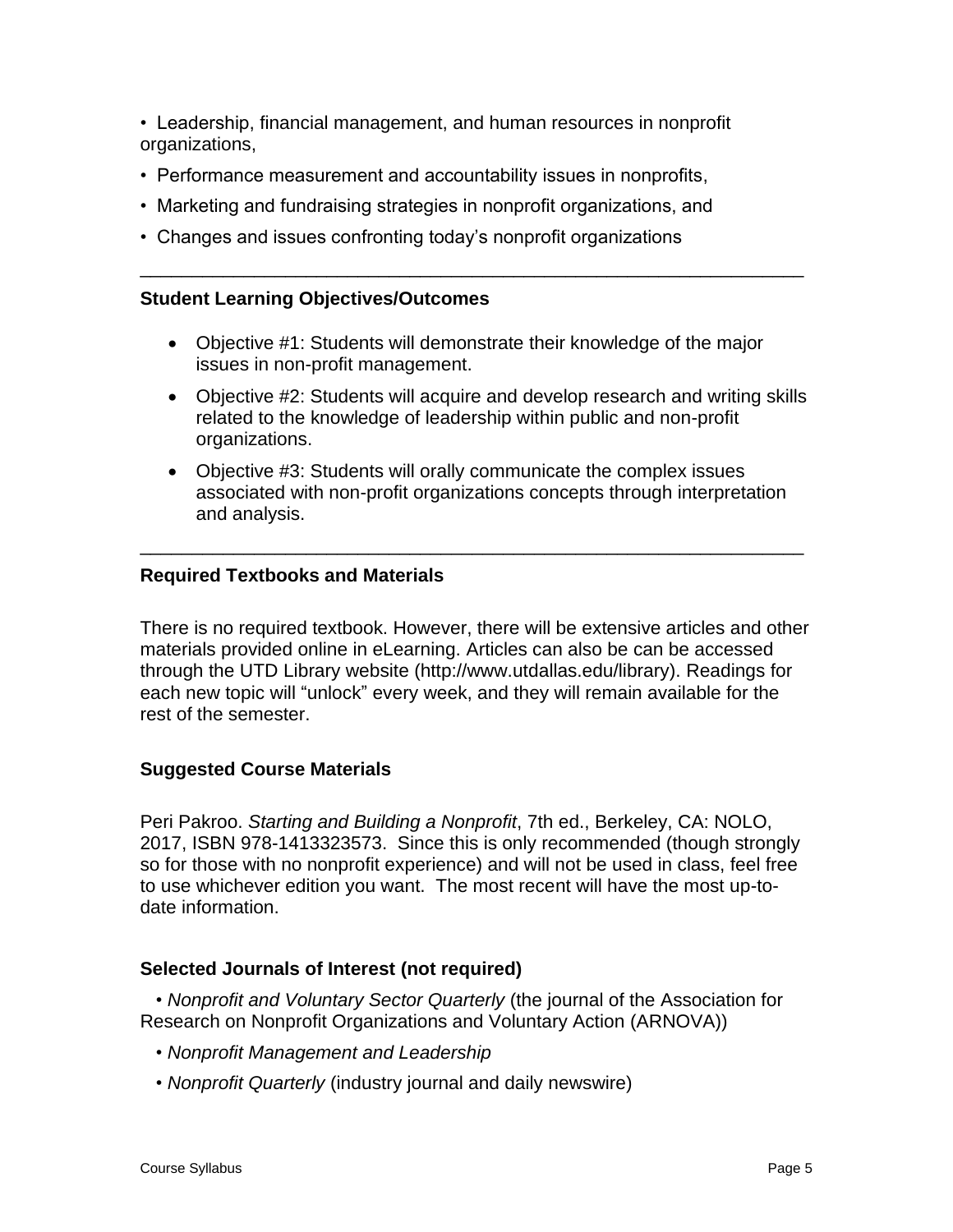- Leadership, financial management, and human resources in nonprofit organizations,
- Performance measurement and accountability issues in nonprofits,
- Marketing and fundraising strategies in nonprofit organizations, and
- Changes and issues confronting today's nonprofit organizations

---

**Student Learning Objectives/Outcomes**

- Objective #1: Students will demonstrate their knowledge of the major issues in non-profit management.
- Objective #2: Students will acquire and develop research and writing skills related to the knowledge of leadership within public and non-profit organizations.
- Objective #3: Students will orally communicate the complex issues associated with non-profit organizations concepts through interpretation and analysis.

---

**Required Textbooks and Materials**

There is no required textbook. However, there will be extensive articles and other materials provided online in eLearning. Articles can also be can be accessed through the UTD Library website (http://www.utdallas.edu/library). Readings for each new topic will "unlock" every week, and they will remain available for the rest of the semester.

**Suggested Course Materials**

Peri Pakroo. *Starting and Building a Nonprofit*, 7th ed., Berkeley, CA: NOLO, 2017, ISBN 978-1413323573. Since this is only recommended (though strongly so for those with no nonprofit experience) and will not be used in class, feel free to use whichever edition you want. The most recent will have the most up-to-date information.

**Selected Journals of Interest (not required)**

- *Nonprofit and Voluntary Sector Quarterly* (the journal of the Association for Research on Nonprofit Organizations and Voluntary Action (ARNOVA))
- *Nonprofit Management and Leadership*
- *Nonprofit Quarterly* (industry journal and daily newswire)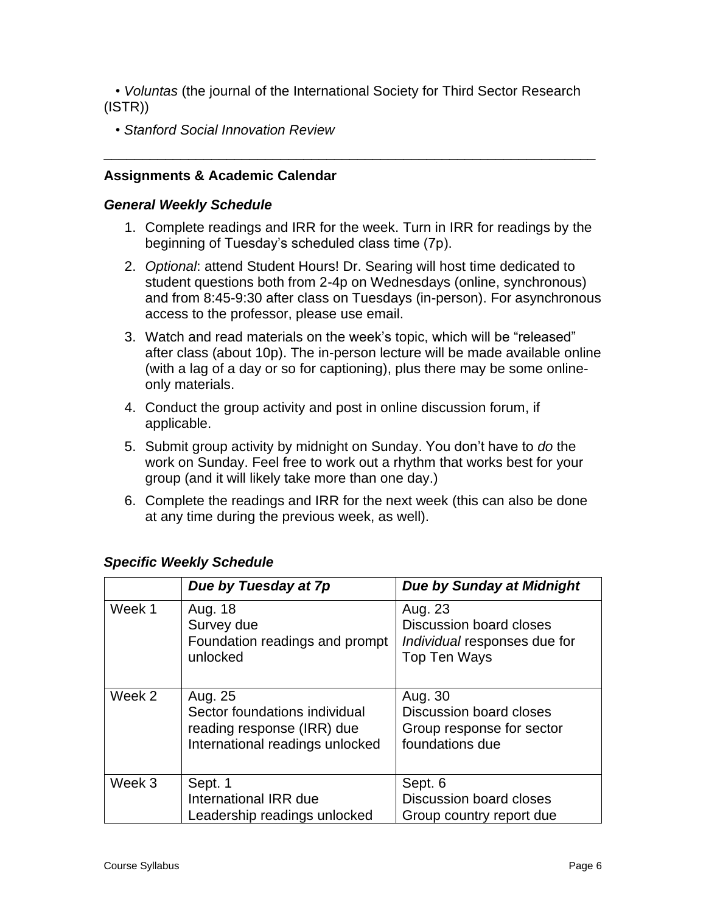• *Voluntas* (the journal of the International Society for Third Sector Research (ISTR))

• *Stanford Social Innovation Review*

---

**Assignments & Academic Calendar**

***General Weekly Schedule***

1. Complete readings and IRR for the week. Turn in IRR for readings by the beginning of Tuesday's scheduled class time (7p).
2. *Optional*: attend Student Hours! Dr. Searing will host time dedicated to student questions both from 2-4p on Wednesdays (online, synchronous) and from 8:45-9:30 after class on Tuesdays (in-person). For asynchronous access to the professor, please use email.
3. Watch and read materials on the week's topic, which will be "released" after class (about 10p). The in-person lecture will be made available online (with a lag of a day or so for captioning), plus there may be some online-only materials.
4. Conduct the group activity and post in online discussion forum, if applicable.
5. Submit group activity by midnight on Sunday. You don't have to *do* the work on Sunday. Feel free to work out a rhythm that works best for your group (and it will likely take more than one day.)
6. Complete the readings and IRR for the next week (this can also be done at any time during the previous week, as well).

***Specific Weekly Schedule***

| | ***Due by Tuesday at 7p*** | ***Due by Sunday at Midnight*** |
|---|---|---|
| Week 1 | Aug. 18<br>Survey due<br>Foundation readings and prompt unlocked | Aug. 23<br>Discussion board closes<br>*Individual* responses due for Top Ten Ways |
| Week 2 | Aug. 25<br>Sector foundations individual reading response (IRR) due<br>International readings unlocked | Aug. 30<br>Discussion board closes<br>Group response for sector foundations due |
| Week 3 | Sept. 1<br>International IRR due<br>Leadership readings unlocked | Sept. 6<br>Discussion board closes<br>Group country report due |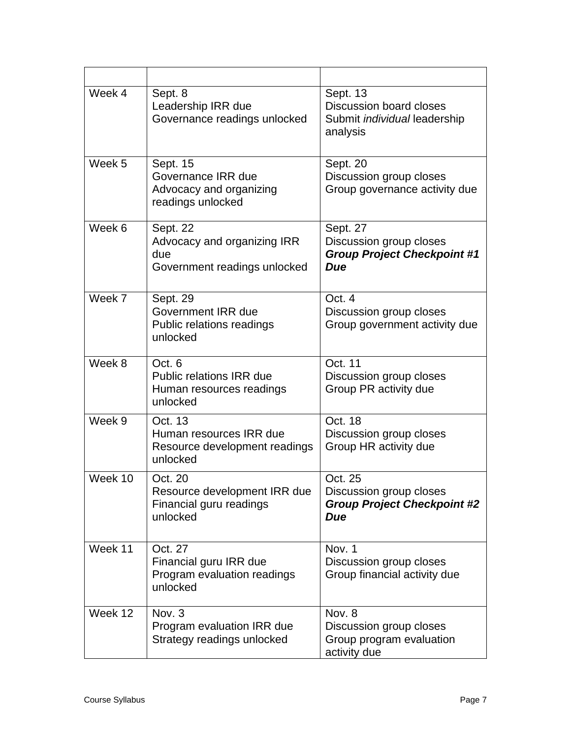| | | |
|---|---|---|
| Week 4 | Sept. 8<br>Leadership IRR due<br>Governance readings unlocked | Sept. 13<br>Discussion board closes<br>Submit *individual* leadership analysis |
| Week 5 | Sept. 15<br>Governance IRR due<br>Advocacy and organizing readings unlocked | Sept. 20<br>Discussion group closes<br>Group governance activity due |
| Week 6 | Sept. 22<br>Advocacy and organizing IRR due<br>Government readings unlocked | Sept. 27<br>Discussion group closes<br>***Group Project Checkpoint #1 Due*** |
| Week 7 | Sept. 29<br>Government IRR due<br>Public relations readings unlocked | Oct. 4<br>Discussion group closes<br>Group government activity due |
| Week 8 | Oct. 6<br>Public relations IRR due<br>Human resources readings unlocked | Oct. 11<br>Discussion group closes<br>Group PR activity due |
| Week 9 | Oct. 13<br>Human resources IRR due<br>Resource development readings unlocked | Oct. 18<br>Discussion group closes<br>Group HR activity due |
| Week 10 | Oct. 20<br>Resource development IRR due<br>Financial guru readings unlocked | Oct. 25<br>Discussion group closes<br>***Group Project Checkpoint #2 Due*** |
| Week 11 | Oct. 27<br>Financial guru IRR due<br>Program evaluation readings unlocked | Nov. 1<br>Discussion group closes<br>Group financial activity due |
| Week 12 | Nov. 3<br>Program evaluation IRR due<br>Strategy readings unlocked | Nov. 8<br>Discussion group closes<br>Group program evaluation activity due |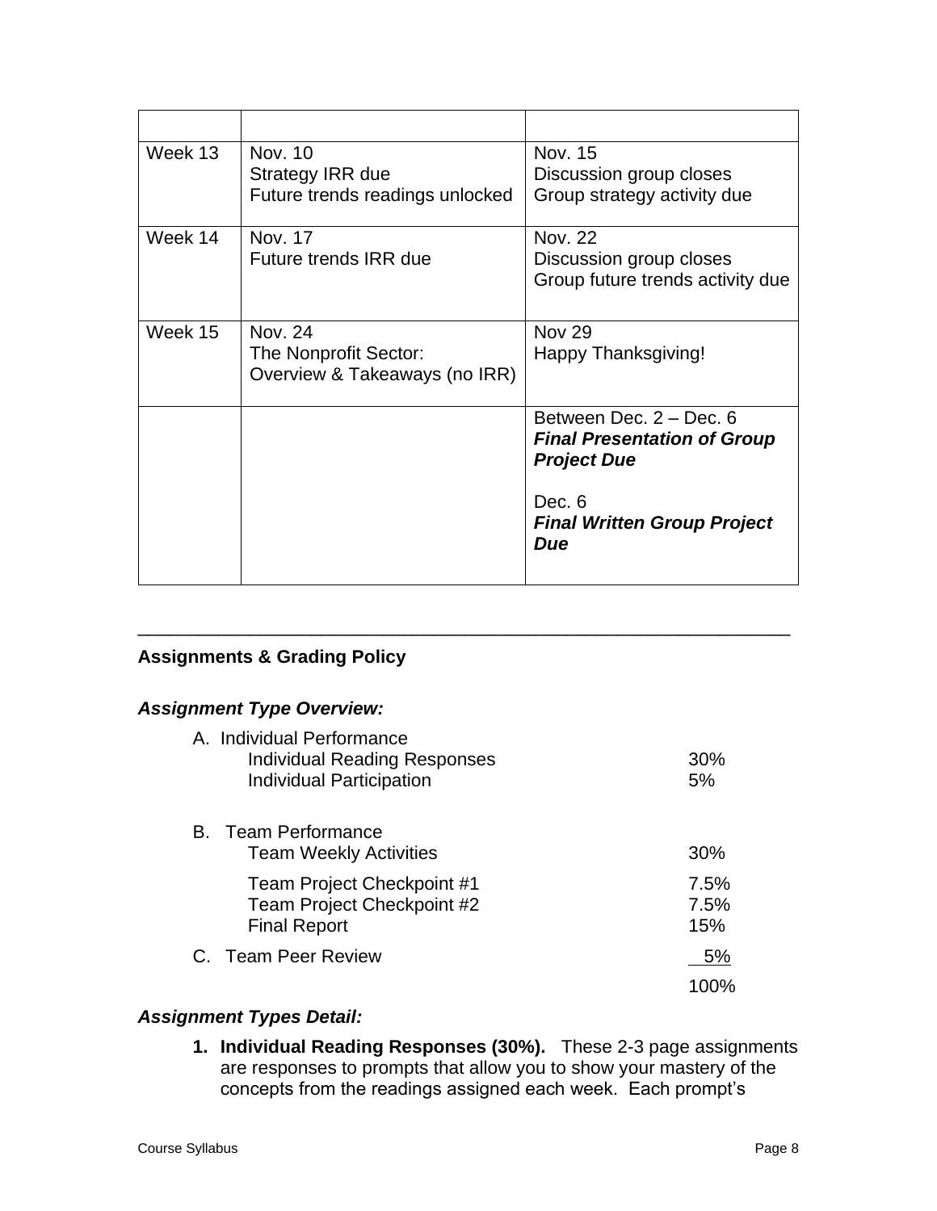| | | |
|---|---|---|
| Week 13 | Nov. 10<br>Strategy IRR due<br>Future trends readings unlocked | Nov. 15<br>Discussion group closes<br>Group strategy activity due |
| Week 14 | Nov. 17<br>Future trends IRR due | Nov. 22<br>Discussion group closes<br>Group future trends activity due |
| Week 15 | Nov. 24<br>The Nonprofit Sector:<br>Overview & Takeaways (no IRR) | Nov 29<br>Happy Thanksgiving! |
| | | Between Dec. 2 – Dec. 6<br>***Final Presentation of Group Project Due***<br><br>Dec. 6<br>***Final Written Group Project Due*** |

---

**Assignments & Grading Policy**

***Assignment Type Overview:***

| | |
|---|---|
| A. Individual Performance | |
| Individual Reading Responses | 30% |
| Individual Participation | 5% |
| B. Team Performance | |
| Team Weekly Activities | 30% |
| Team Project Checkpoint #1 | 7.5% |
| Team Project Checkpoint #2 | 7.5% |
| Final Report | 15% |
| C. Team Peer Review | 5% |
| | 100% |

***Assignment Types Detail:***

1. **Individual Reading Responses (30%).** These 2-3 page assignments are responses to prompts that allow you to show your mastery of the concepts from the readings assigned each week. Each prompt's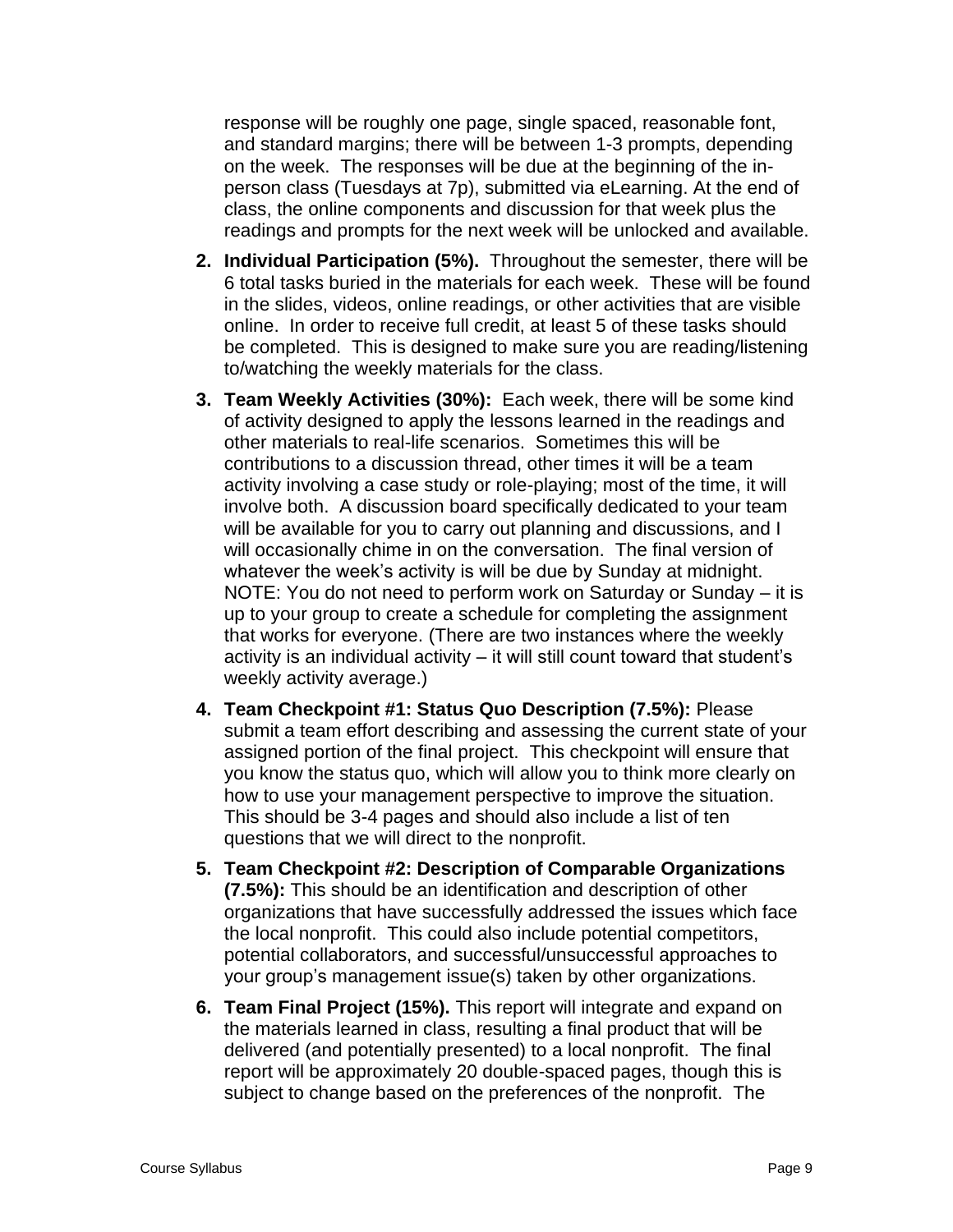response will be roughly one page, single spaced, reasonable font, and standard margins; there will be between 1-3 prompts, depending on the week. The responses will be due at the beginning of the in-person class (Tuesdays at 7p), submitted via eLearning. At the end of class, the online components and discussion for that week plus the readings and prompts for the next week will be unlocked and available.

2. **Individual Participation (5%).** Throughout the semester, there will be 6 total tasks buried in the materials for each week. These will be found in the slides, videos, online readings, or other activities that are visible online. In order to receive full credit, at least 5 of these tasks should be completed. This is designed to make sure you are reading/listening to/watching the weekly materials for the class.

3. **Team Weekly Activities (30%):** Each week, there will be some kind of activity designed to apply the lessons learned in the readings and other materials to real-life scenarios. Sometimes this will be contributions to a discussion thread, other times it will be a team activity involving a case study or role-playing; most of the time, it will involve both. A discussion board specifically dedicated to your team will be available for you to carry out planning and discussions, and I will occasionally chime in on the conversation. The final version of whatever the week's activity is will be due by Sunday at midnight. NOTE: You do not need to perform work on Saturday or Sunday – it is up to your group to create a schedule for completing the assignment that works for everyone. (There are two instances where the weekly activity is an individual activity – it will still count toward that student's weekly activity average.)

4. **Team Checkpoint #1: Status Quo Description (7.5%):** Please submit a team effort describing and assessing the current state of your assigned portion of the final project. This checkpoint will ensure that you know the status quo, which will allow you to think more clearly on how to use your management perspective to improve the situation. This should be 3-4 pages and should also include a list of ten questions that we will direct to the nonprofit.

5. **Team Checkpoint #2: Description of Comparable Organizations (7.5%):** This should be an identification and description of other organizations that have successfully addressed the issues which face the local nonprofit. This could also include potential competitors, potential collaborators, and successful/unsuccessful approaches to your group's management issue(s) taken by other organizations.

6. **Team Final Project (15%).** This report will integrate and expand on the materials learned in class, resulting a final product that will be delivered (and potentially presented) to a local nonprofit. The final report will be approximately 20 double-spaced pages, though this is subject to change based on the preferences of the nonprofit. The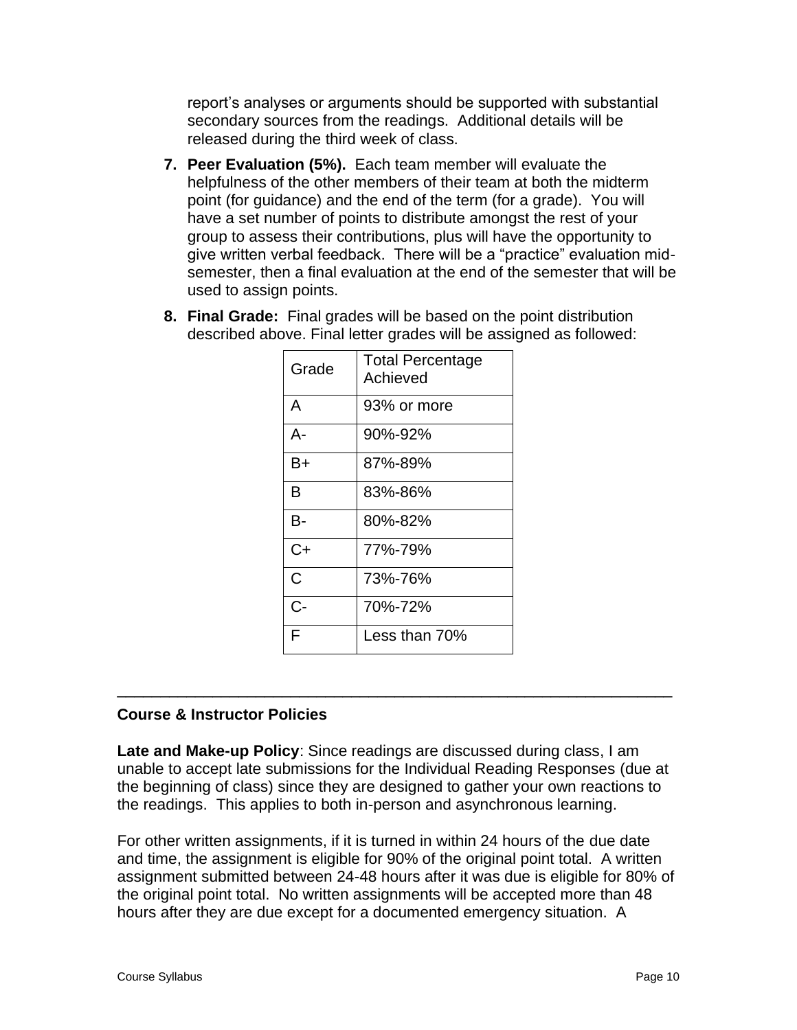report's analyses or arguments should be supported with substantial secondary sources from the readings. Additional details will be released during the third week of class.

7. **Peer Evaluation (5%).** Each team member will evaluate the helpfulness of the other members of their team at both the midterm point (for guidance) and the end of the term (for a grade). You will have a set number of points to distribute amongst the rest of your group to assess their contributions, plus will have the opportunity to give written verbal feedback. There will be a "practice" evaluation mid-semester, then a final evaluation at the end of the semester that will be used to assign points.

8. **Final Grade:** Final grades will be based on the point distribution described above. Final letter grades will be assigned as followed:

| Grade | Total Percentage Achieved |
|---|---|
| A | 93% or more |
| A- | 90%-92% |
| B+ | 87%-89% |
| B | 83%-86% |
| B- | 80%-82% |
| C+ | 77%-79% |
| C | 73%-76% |
| C- | 70%-72% |
| F | Less than 70% |

---

**Course & Instructor Policies**

**Late and Make-up Policy**: Since readings are discussed during class, I am unable to accept late submissions for the Individual Reading Responses (due at the beginning of class) since they are designed to gather your own reactions to the readings. This applies to both in-person and asynchronous learning.

For other written assignments, if it is turned in within 24 hours of the due date and time, the assignment is eligible for 90% of the original point total. A written assignment submitted between 24-48 hours after it was due is eligible for 80% of the original point total. No written assignments will be accepted more than 48 hours after they are due except for a documented emergency situation. A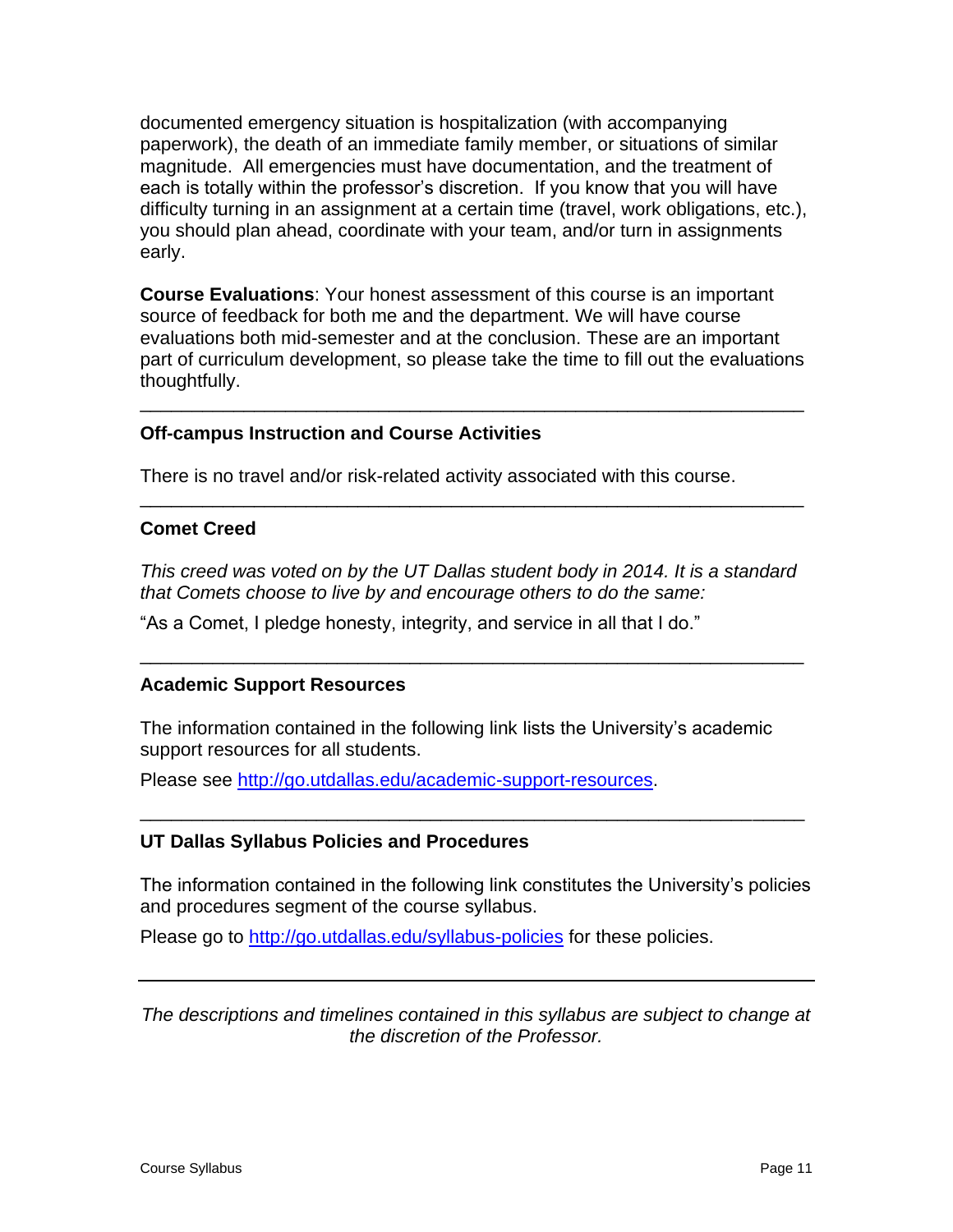documented emergency situation is hospitalization (with accompanying paperwork), the death of an immediate family member, or situations of similar magnitude. All emergencies must have documentation, and the treatment of each is totally within the professor's discretion. If you know that you will have difficulty turning in an assignment at a certain time (travel, work obligations, etc.), you should plan ahead, coordinate with your team, and/or turn in assignments early.

**Course Evaluations**: Your honest assessment of this course is an important source of feedback for both me and the department. We will have course evaluations both mid-semester and at the conclusion. These are an important part of curriculum development, so please take the time to fill out the evaluations thoughtfully.

---

**Off-campus Instruction and Course Activities**

There is no travel and/or risk-related activity associated with this course.

---

**Comet Creed**

*This creed was voted on by the UT Dallas student body in 2014. It is a standard that Comets choose to live by and encourage others to do the same:*

"As a Comet, I pledge honesty, integrity, and service in all that I do."

---

**Academic Support Resources**

The information contained in the following link lists the University's academic support resources for all students.

Please see http://go.utdallas.edu/academic-support-resources.

---

**UT Dallas Syllabus Policies and Procedures**

The information contained in the following link constitutes the University's policies and procedures segment of the course syllabus.

Please go to http://go.utdallas.edu/syllabus-policies for these policies.

---

*The descriptions and timelines contained in this syllabus are subject to change at the discretion of the Professor.*